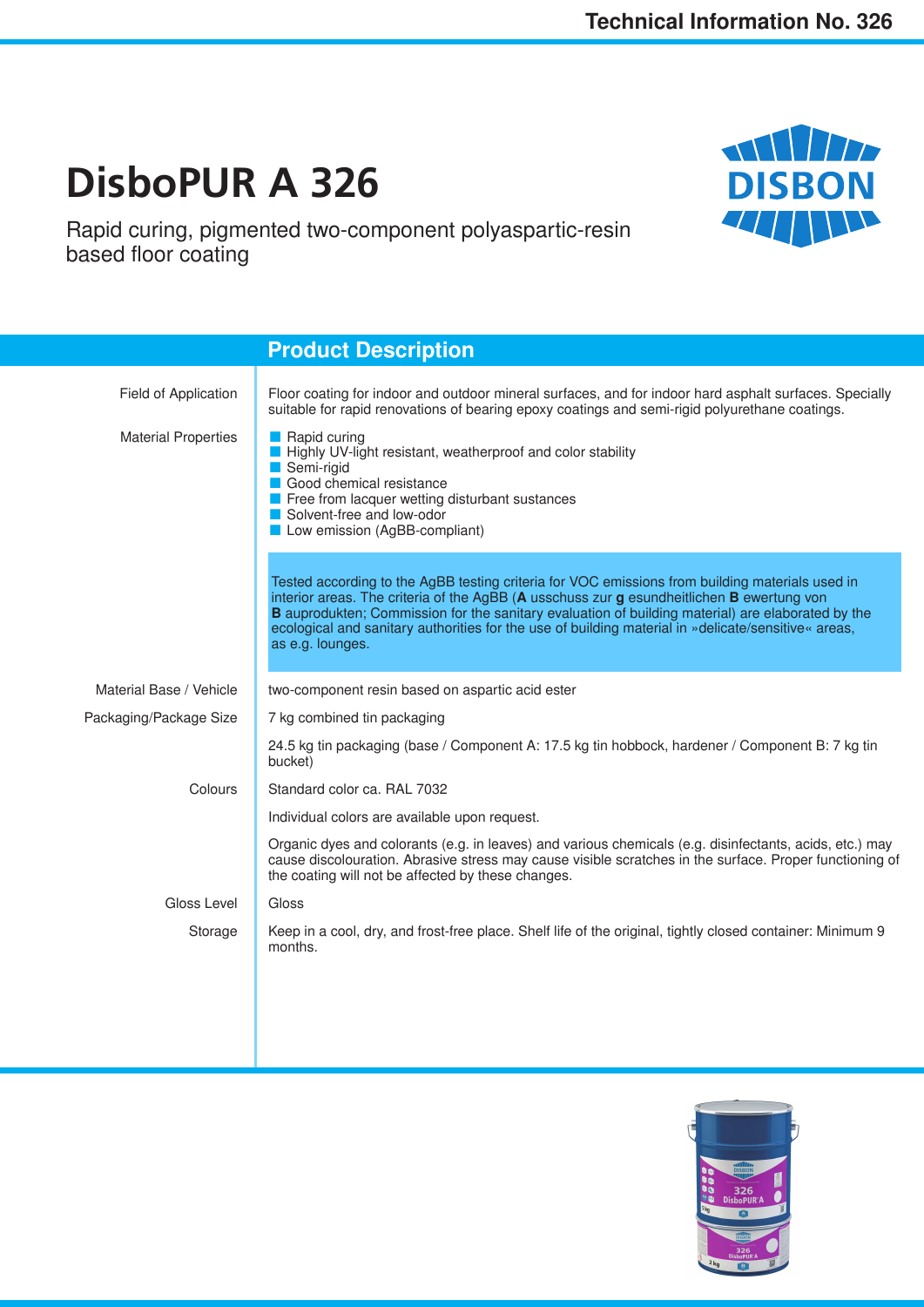# DisboPUR A 326

Rapid curing, pigmented two-component polyaspartic-resin based floor coating

## Product Description

| | |
|---|---|
| Field of Application | Floor coating for indoor and outdoor mineral surfaces, and for indoor hard asphalt surfaces. Specially suitable for rapid renovations of bearing epoxy coatings and semi-rigid polyurethane coatings. |
| Material Properties | - Rapid curing<br>- Highly UV-light resistant, weatherproof and color stability<br>- Semi-rigid<br>- Good chemical resistance<br>- Free from lacquer wetting disturbant sustances<br>- Solvent-free and low-odor<br>- Low emission (AgBB-compliant)<br><br>Tested according to the AgBB testing criteria for VOC emissions from building materials used in interior areas. The criteria of the AgBB (**A** usschuss zur **g** esundheitlichen **B** ewertung von **B** auprodukten; Commission for the sanitary evaluation of building material) are elaborated by the ecological and sanitary authorities for the use of building material in »delicate/sensitive« areas, as e.g. lounges. |
| Material Base / Vehicle | two-component resin based on aspartic acid ester |
| Packaging/Package Size | 7 kg combined tin packaging<br><br>24.5 kg tin packaging (base / Component A: 17.5 kg tin hobbock, hardener / Component B: 7 kg tin bucket) |
| Colours | Standard color ca. RAL 7032<br><br>Individual colors are available upon request.<br><br>Organic dyes and colorants (e.g. in leaves) and various chemicals (e.g. disinfectants, acids, etc.) may cause discolouration. Abrasive stress may cause visible scratches in the surface. Proper functioning of the coating will not be affected by these changes. |
| Gloss Level | Gloss |
| Storage | Keep in a cool, dry, and frost-free place. Shelf life of the original, tightly closed container: Minimum 9 months. |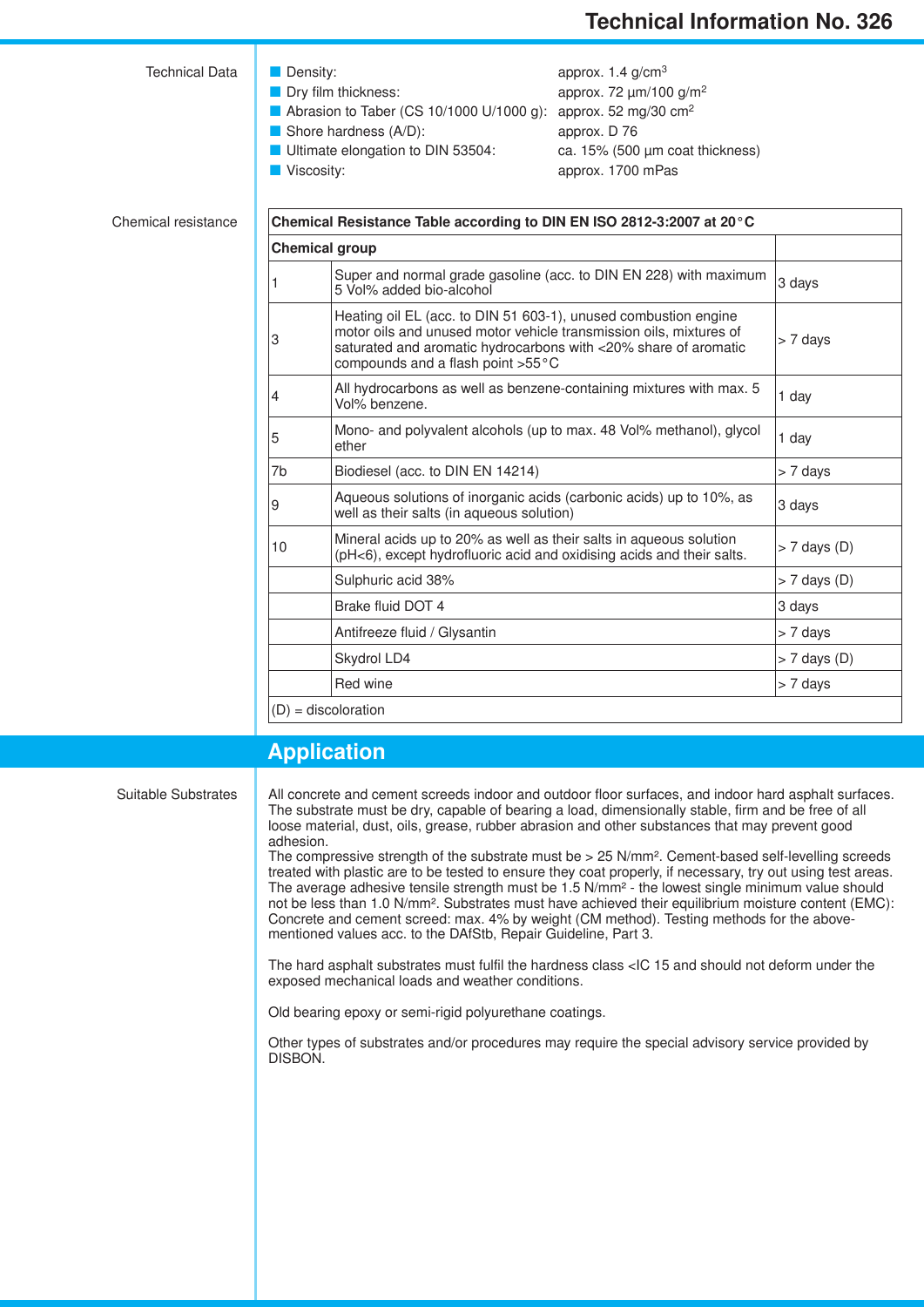**Technical Data**

- Density: approx. 1.4 g/cm$^3$
- Dry film thickness: approx. 72 µm/100 g/m$^2$
- Abrasion to Taber (CS 10/1000 U/1000 g): approx. 52 mg/30 cm$^2$
- Shore hardness (A/D): approx. D 76
- Ultimate elongation to DIN 53504: ca. 15% (500 µm coat thickness)
- Viscosity: approx. 1700 mPas

**Chemical resistance**

| Chemical Resistance Table according to DIN EN ISO 2812-3:2007 at 20 °C | | |
|---|---|---|
| **Chemical group** | | |
| 1 | Super and normal grade gasoline (acc. to DIN EN 228) with maximum 5 Vol% added bio-alcohol | 3 days |
| 3 | Heating oil EL (acc. to DIN 51 603-1), unused combustion engine motor oils and unused motor vehicle transmission oils, mixtures of saturated and aromatic hydrocarbons with <20% share of aromatic compounds and a flash point >55 °C | > 7 days |
| 4 | All hydrocarbons as well as benzene-containing mixtures with max. 5 Vol% benzene. | 1 day |
| 5 | Mono- and polyvalent alcohols (up to max. 48 Vol% methanol), glycol ether | 1 day |
| 7b | Biodiesel (acc. to DIN EN 14214) | > 7 days |
| 9 | Aqueous solutions of inorganic acids (carbonic acids) up to 10%, as well as their salts (in aqueous solution) | 3 days |
| 10 | Mineral acids up to 20% as well as their salts in aqueous solution (pH<6), except hydrofluoric acid and oxidising acids and their salts. | > 7 days (D) |
| | Sulphuric acid 38% | > 7 days (D) |
| | Brake fluid DOT 4 | 3 days |
| | Antifreeze fluid / Glysantin | > 7 days |
| | Skydrol LD4 | > 7 days (D) |
| | Red wine | > 7 days |
| (D) = discoloration | | |

## Application

**Suitable Substrates**

All concrete and cement screeds indoor and outdoor floor surfaces, and indoor hard asphalt surfaces. The substrate must be dry, capable of bearing a load, dimensionally stable, firm and be free of all loose material, dust, oils, grease, rubber abrasion and other substances that may prevent good adhesion.
The compressive strength of the substrate must be > 25 N/mm². Cement-based self-levelling screeds treated with plastic are to be tested to ensure they coat properly, if necessary, try out using test areas. The average adhesive tensile strength must be 1.5 N/mm² - the lowest single minimum value should not be less than 1.0 N/mm². Substrates must have achieved their equilibrium moisture content (EMC): Concrete and cement screed: max. 4% by weight (CM method). Testing methods for the above-mentioned values acc. to the DAfStb, Repair Guideline, Part 3.

The hard asphalt substrates must fulfil the hardness class <IC 15 and should not deform under the exposed mechanical loads and weather conditions.

Old bearing epoxy or semi-rigid polyurethane coatings.

Other types of substrates and/or procedures may require the special advisory service provided by DISBON.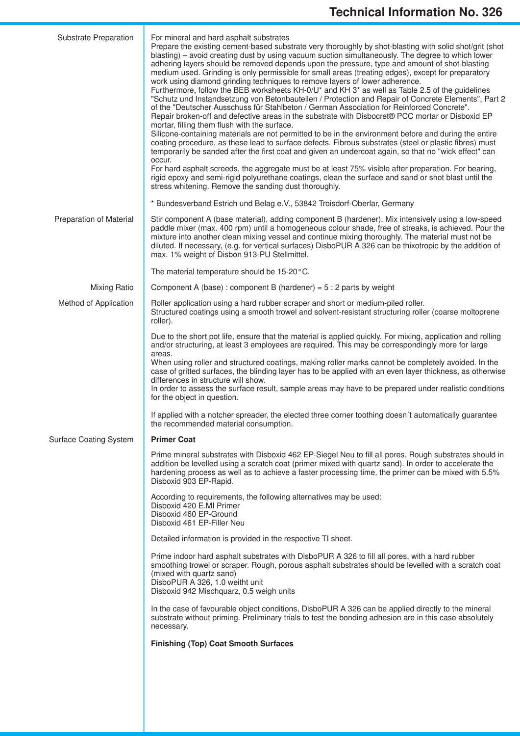## Substrate Preparation

For mineral and hard asphalt substrates
Prepare the existing cement-based substrate very thoroughly by shot-blasting with solid shot/grit (shot blasting) – avoid creating dust by using vacuum suction simultaneously. The degree to which lower adhering layers should be removed depends upon the pressure, type and amount of shot-blasting medium used. Grinding is only permissible for small areas (treating edges), except for preparatory work using diamond grinding techniques to remove layers of lower adherence.
Furthermore, follow the BEB worksheets KH-0/U* and KH 3* as well as Table 2.5 of the guidelines "Schutz und Instandsetzung von Betonbauteilen / Protection and Repair of Concrete Elements", Part 2 of the "Deutscher Ausschuss für Stahlbeton / German Association for Reinforced Concrete".
Repair broken-off and defective areas in the substrate with Disbocret® PCC mortar or Disboxid EP mortar, filling them flush with the surface.
Silicone-containing materials are not permitted to be in the environment before and during the entire coating procedure, as these lead to surface defects. Fibrous substrates (steel or plastic fibres) must temporarily be sanded after the first coat and given an undercoat again, so that no "wick effect" can occur.
For hard asphalt screeds, the aggregate must be at least 75% visible after preparation. For bearing, rigid epoxy and semi-rigid polyurethane coatings, clean the surface and sand or shot blast until the stress whitening. Remove the sanding dust thoroughly.

* Bundesverband Estrich und Belag e.V., 53842 Troisdorf-Oberlar, Germany

## Preparation of Material

Stir component A (base material), adding component B (hardener). Mix intensively using a low-speed paddle mixer (max. 400 rpm) until a homogeneous colour shade, free of streaks, is achieved. Pour the mixture into another clean mixing vessel and continue mixing thoroughly. The material must not be diluted. If necessary, (e.g. for vertical surfaces) DisboPUR A 326 can be thixotropic by the addition of max. 1% weight of Disbon 913-PU Stellmittel.

The material temperature should be 15-20 °C.

## Mixing Ratio

Component A (base) : component B (hardener) = 5 : 2 parts by weight

## Method of Application

Roller application using a hard rubber scraper and short or medium-piled roller.
Structured coatings using a smooth trowel and solvent-resistant structuring roller (coarse moltoprene roller).

Due to the short pot life, ensure that the material is applied quickly. For mixing, application and rolling and/or structuring, at least 3 employees are required. This may be correspondingly more for large areas.
When using roller and structured coatings, making roller marks cannot be completely avoided. In the case of gritted surfaces, the blinding layer has to be applied with an even layer thickness, as otherwise differences in structure will show.
In order to assess the surface result, sample areas may have to be prepared under realistic conditions for the object in question.

If applied with a notcher spreader, the elected three corner toothing doesn´t automatically guarantee the recommended material consumption.

## Surface Coating System

**Primer Coat**

Prime mineral substrates with Disboxid 462 EP-Siegel Neu to fill all pores. Rough substrates should in addition be levelled using a scratch coat (primer mixed with quartz sand). In order to accelerate the hardening process as well as to achieve a faster processing time, the primer can be mixed with 5.5% Disboxid 903 EP-Rapid.

According to requirements, the following alternatives may be used:
Disboxid 420 E.MI Primer
Disboxid 460 EP-Ground
Disboxid 461 EP-Filler Neu

Detailed information is provided in the respective TI sheet.

Prime indoor hard asphalt substrates with DisboPUR A 326 to fill all pores, with a hard rubber smoothing trowel or scraper. Rough, porous asphalt substrates should be levelled with a scratch coat (mixed with quartz sand)
DisboPUR A 326, 1.0 weitht unit
Disboxid 942 Mischquarz, 0.5 weigh units

In the case of favourable object conditions, DisboPUR A 326 can be applied directly to the mineral substrate without priming. Preliminary trials to test the bonding adhesion are in this case absolutely necessary.

**Finishing (Top) Coat Smooth Surfaces**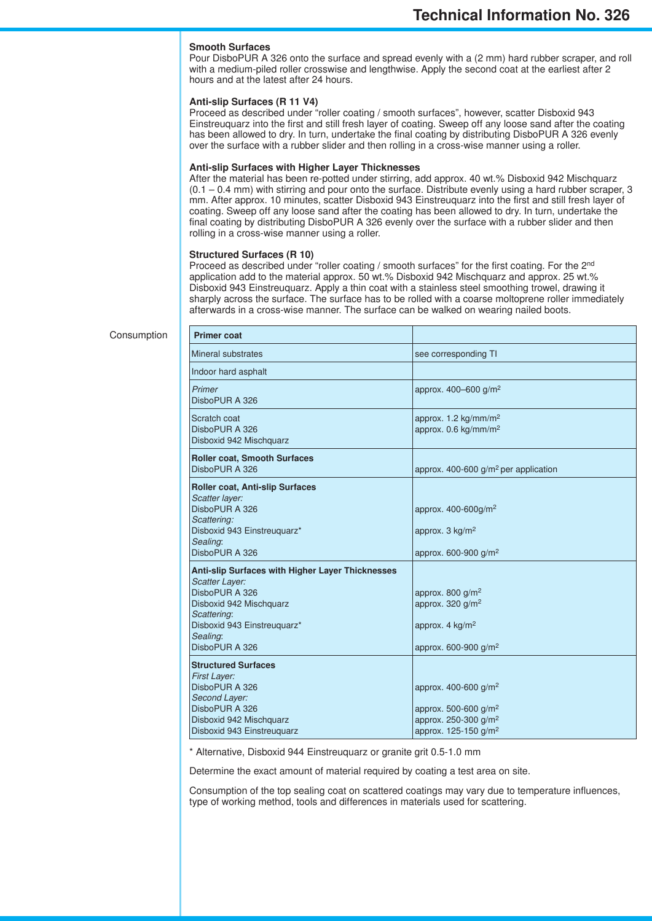**Smooth Surfaces**
Pour DisboPUR A 326 onto the surface and spread evenly with a (2 mm) hard rubber scraper, and roll with a medium-piled roller crosswise and lengthwise. Apply the second coat at the earliest after 2 hours and at the latest after 24 hours.

**Anti-slip Surfaces (R 11 V4)**
Proceed as described under "roller coating / smooth surfaces", however, scatter Disboxid 943 Einstreuquarz into the first and still fresh layer of coating. Sweep off any loose sand after the coating has been allowed to dry. In turn, undertake the final coating by distributing DisboPUR A 326 evenly over the surface with a rubber slider and then rolling in a cross-wise manner using a roller.

**Anti-slip Surfaces with Higher Layer Thicknesses**
After the material has been re-potted under stirring, add approx. 40 wt.% Disboxid 942 Mischquarz (0.1 – 0.4 mm) with stirring and pour onto the surface. Distribute evenly using a hard rubber scraper, 3 mm. After approx. 10 minutes, scatter Disboxid 943 Einstreuquarz into the first and still fresh layer of coating. Sweep off any loose sand after the coating has been allowed to dry. In turn, undertake the final coating by distributing DisboPUR A 326 evenly over the surface with a rubber slider and then rolling in a cross-wise manner using a roller.

**Structured Surfaces (R 10)**
Proceed as described under "roller coating / smooth surfaces" for the first coating. For the 2nd application add to the material approx. 50 wt.% Disboxid 942 Mischquarz and approx. 25 wt.% Disboxid 943 Einstreuquarz. Apply a thin coat with a stainless steel smoothing trowel, drawing it sharply across the surface. The surface has to be rolled with a coarse moltoprene roller immediately afterwards in a cross-wise manner. The surface can be walked on wearing nailed boots.

Consumption

| **Primer coat** | |
|---|---|
| Mineral substrates | see corresponding TI |
| Indoor hard asphalt | |
| *Primer*<br>DisboPUR A 326 | approx. 400–600 g/m² |
| Scratch coat<br>DisboPUR A 326<br>Disboxid 942 Mischquarz | <br>approx. 1.2 kg/mm/m²<br>approx. 0.6 kg/mm/m² |
| **Roller coat, Smooth Surfaces**<br>DisboPUR A 326 | <br>approx. 400-600 g/m² per application |
| **Roller coat, Anti-slip Surfaces**<br>*Scatter layer:*<br>DisboPUR A 326<br>*Scattering:*<br>Disboxid 943 Einstreuquarz*<br>*Sealing*:<br>DisboPUR A 326 | <br><br>approx. 400-600g/m²<br><br>approx. 3 kg/m²<br><br>approx. 600-900 g/m² |
| **Anti-slip Surfaces with Higher Layer Thicknesses**<br>*Scatter Layer:*<br>DisboPUR A 326<br>Disboxid 942 Mischquarz<br>*Scattering*:<br>Disboxid 943 Einstreuquarz*<br>*Sealing*:<br>DisboPUR A 326 | <br><br>approx. 800 g/m²<br>approx. 320 g/m²<br><br>approx. 4 kg/m²<br><br>approx. 600-900 g/m² |
| **Structured Surfaces**<br>*First Layer:*<br>DisboPUR A 326<br>*Second Layer:*<br>DisboPUR A 326<br>Disboxid 942 Mischquarz<br>Disboxid 943 Einstreuquarz | <br><br>approx. 400-600 g/m²<br><br>approx. 500-600 g/m²<br>approx. 250-300 g/m²<br>approx. 125-150 g/m² |

* Alternative, Disboxid 944 Einstreuquarz or granite grit 0.5-1.0 mm

Determine the exact amount of material required by coating a test area on site.

Consumption of the top sealing coat on scattered coatings may vary due to temperature influences, type of working method, tools and differences in materials used for scattering.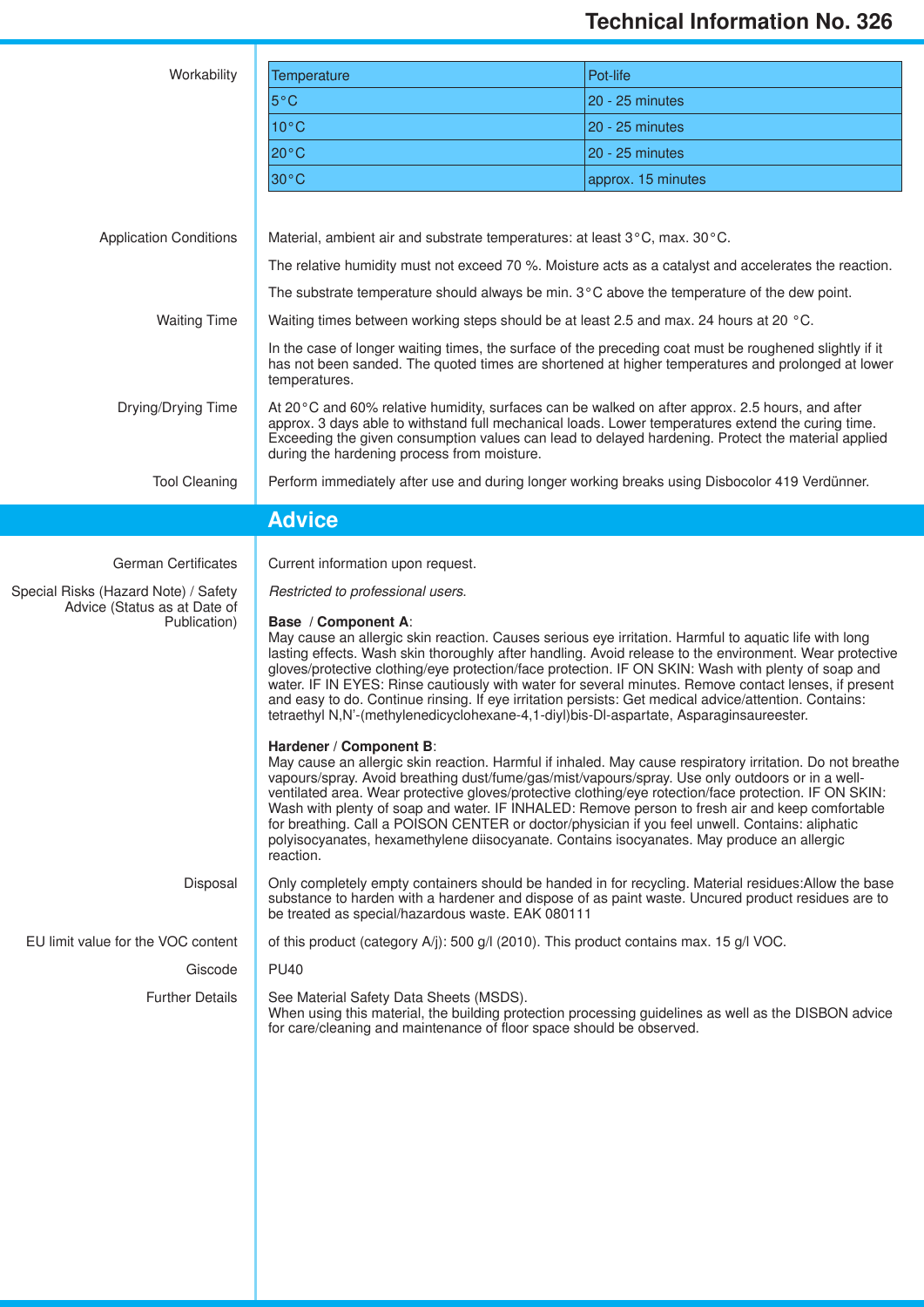**Workability**

| Temperature | Pot-life |
|---|---|
| 5°C | 20 - 25 minutes |
| 10°C | 20 - 25 minutes |
| 20°C | 20 - 25 minutes |
| 30°C | approx. 15 minutes |

**Application Conditions**

Material, ambient air and substrate temperatures: at least 3°C, max. 30°C.

The relative humidity must not exceed 70 %. Moisture acts as a catalyst and accelerates the reaction.

The substrate temperature should always be min. 3°C above the temperature of the dew point.

**Waiting Time**

Waiting times between working steps should be at least 2.5 and max. 24 hours at 20 °C.

In the case of longer waiting times, the surface of the preceding coat must be roughened slightly if it has not been sanded. The quoted times are shortened at higher temperatures and prolonged at lower temperatures.

**Drying/Drying Time**

At 20°C and 60% relative humidity, surfaces can be walked on after approx. 2.5 hours, and after approx. 3 days able to withstand full mechanical loads. Lower temperatures extend the curing time. Exceeding the given consumption values can lead to delayed hardening. Protect the material applied during the hardening process from moisture.

**Tool Cleaning**

Perform immediately after use and during longer working breaks using Disbocolor 419 Verdünner.

## Advice

**German Certificates**

Current information upon request.

**Special Risks (Hazard Note) / Safety Advice (Status as at Date of Publication)**

*Restricted to professional users.*

**Base / Component A**:
May cause an allergic skin reaction. Causes serious eye irritation. Harmful to aquatic life with long lasting effects. Wash skin thoroughly after handling. Avoid release to the environment. Wear protective gloves/protective clothing/eye protection/face protection. IF ON SKIN: Wash with plenty of soap and water. IF IN EYES: Rinse cautiously with water for several minutes. Remove contact lenses, if present and easy to do. Continue rinsing. If eye irritation persists: Get medical advice/attention. Contains: tetraethyl N,N'-(methylenedicyclohexane-4,1-diyl)bis-DI-aspartate, Asparaginsaureester.

**Hardener / Component B**:
May cause an allergic skin reaction. Harmful if inhaled. May cause respiratory irritation. Do not breathe vapours/spray. Avoid breathing dust/fume/gas/mist/vapours/spray. Use only outdoors or in a well-ventilated area. Wear protective gloves/protective clothing/eye rotection/face protection. IF ON SKIN: Wash with plenty of soap and water. IF INHALED: Remove person to fresh air and keep comfortable for breathing. Call a POISON CENTER or doctor/physician if you feel unwell. Contains: aliphatic polyisocyanates, hexamethylene diisocyanate. Contains isocyanates. May produce an allergic reaction.

**Disposal**

Only completely empty containers should be handed in for recycling. Material residues:Allow the base substance to harden with a hardener and dispose of as paint waste. Uncured product residues are to be treated as special/hazardous waste. EAK 080111

**EU limit value for the VOC content**

of this product (category A/j): 500 g/l (2010). This product contains max. 15 g/l VOC.

**Giscode**

PU40

**Further Details**

See Material Safety Data Sheets (MSDS).
When using this material, the building protection processing guidelines as well as the DISBON advice for care/cleaning and maintenance of floor space should be observed.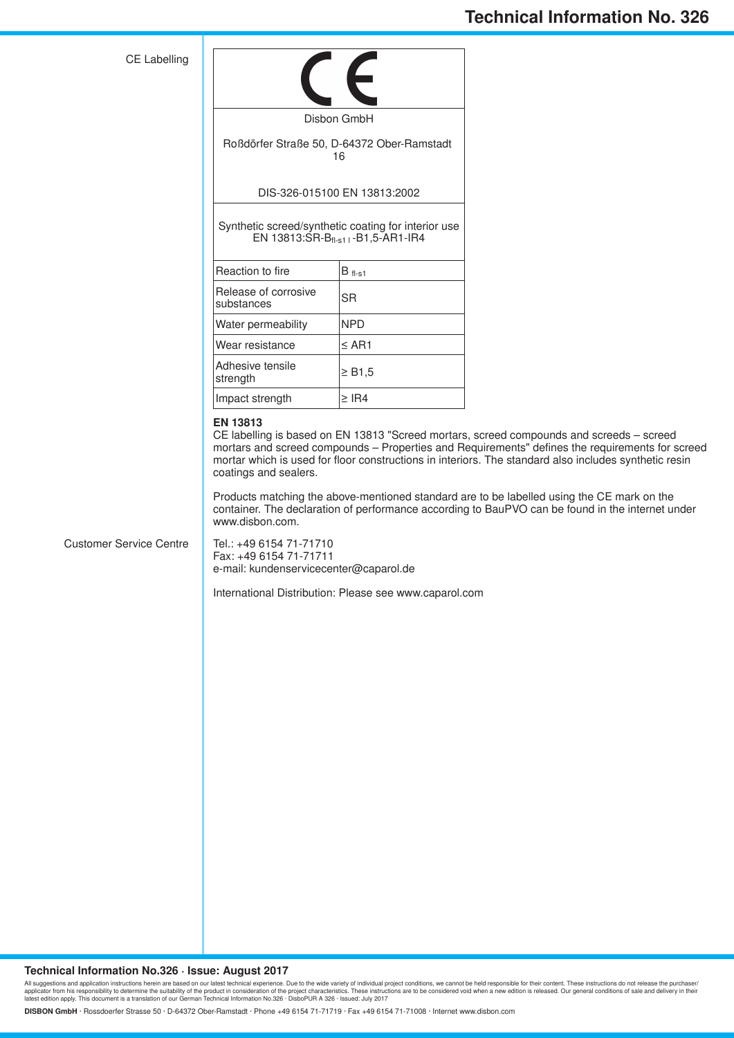CE Labelling

CE

Disbon GmbH

Roßdörfer Straße 50, D-64372 Ober-Ramstadt
16

DIS-326-015100 EN 13813:2002

Synthetic screed/synthetic coating for interior use
EN 13813:SR-$B_{fl\text{-}s1}$ I -B1,5-AR1-IR4

| | |
|---|---|
| Reaction to fire | $B_{fl\text{-}s1}$ |
| Release of corrosive substances | SR |
| Water permeability | NPD |
| Wear resistance | ≤ AR1 |
| Adhesive tensile strength | ≥ B1,5 |
| Impact strength | ≥ IR4 |

**EN 13813**

CE labelling is based on EN 13813 "Screed mortars, screed compounds and screeds – screed mortars and screed compounds – Properties and Requirements" defines the requirements for screed mortar which is used for floor constructions in interiors. The standard also includes synthetic resin coatings and sealers.

Products matching the above-mentioned standard are to be labelled using the CE mark on the container. The declaration of performance according to BauPVO can be found in the internet under www.disbon.com.

Customer Service Centre

Tel.: +49 6154 71-71710
Fax: +49 6154 71-71711
e-mail: kundenservicecenter@caparol.de

International Distribution: Please see www.caparol.com

**Technical Information No.326 · Issue: August 2017**

All suggestions and application instructions herein are based on our latest technical experience. Due to the wide variety of individual project conditions, we cannot be held responsible for their content. These instructions do not release the purchaser/applicator from his responsibility to determine the suitability of the product in consideration of the project characteristics. These instructions are to be considered void when a new edition is released. Our general conditions of sale and delivery in their latest edition apply. This document is a translation of our German Technical Information No.326 · DisboPUR A 326 · Issued: July 2017

**DISBON GmbH** · Rossdoerfer Strasse 50 · D-64372 Ober-Ramstadt · Phone +49 6154 71-71719 · Fax +49 6154 71-71008 · Internet www.disbon.com